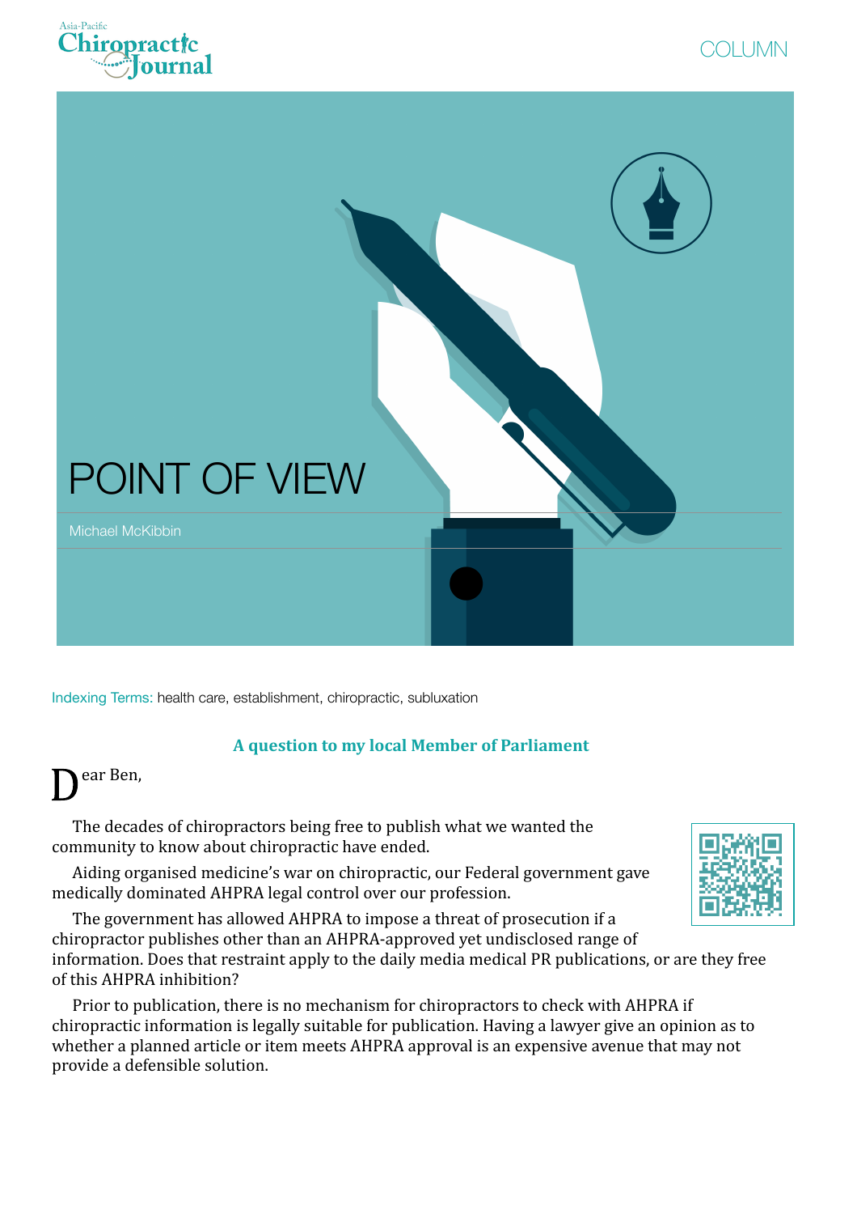# POINT OF VIEW

Michael McKibbin

Indexing Terms: health care, establishment, chiropractic, subluxation

### A question to my local Member of Parliament

Dear Ben,

The decades of chiropractors being free to publish what we wanted the community to know about chiropractic have ended.

Aiding organised medicine's war on chiropractic, our Federal government gave medically dominated AHPRA legal control over our profession.

The government has allowed AHPRA to impose a threat of prosecution if a chiropractor publishes other than an AHPRA-approved yet undisclosed range of information. Does that restraint apply to the daily media medical PR publications, or are they free of this AHPRA inhibition?

Prior to publication, there is no mechanism for chiropractors to check with AHPRA if chiropractic information is legally suitable for publication. Having a lawyer give an opinion as to whether a planned article or item meets AHPRA approval is an expensive avenue that may not provide a defensible solution.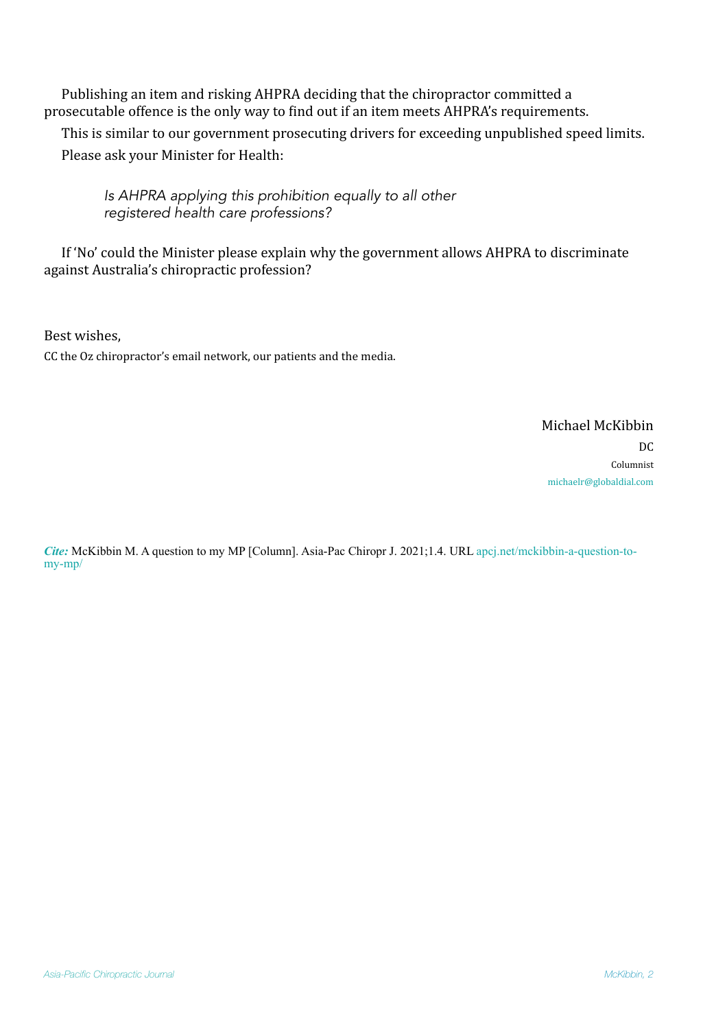Publishing an item and risking AHPRA deciding that the chiropractor committed a prosecutable offence is the only way to find out if an item meets AHPRA's requirements.

This is similar to our government prosecuting drivers for exceeding unpublished speed limits.

Please ask your Minister for Health:

> *Is AHPRA applying this prohibition equally to all other registered health care professions?*

If 'No' could the Minister please explain why the government allows AHPRA to discriminate against Australia's chiropractic profession?

Best wishes,

CC the Oz chiropractor's email network, our patients and the media.

Michael McKibbin
DC
Columnist
michaelr@globaldial.com

***Cite:*** McKibbin M. A question to my MP [Column]. Asia-Pac Chiropr J. 2021;1.4. URL apcj.net/mckibbin-a-question-to-my-mp/